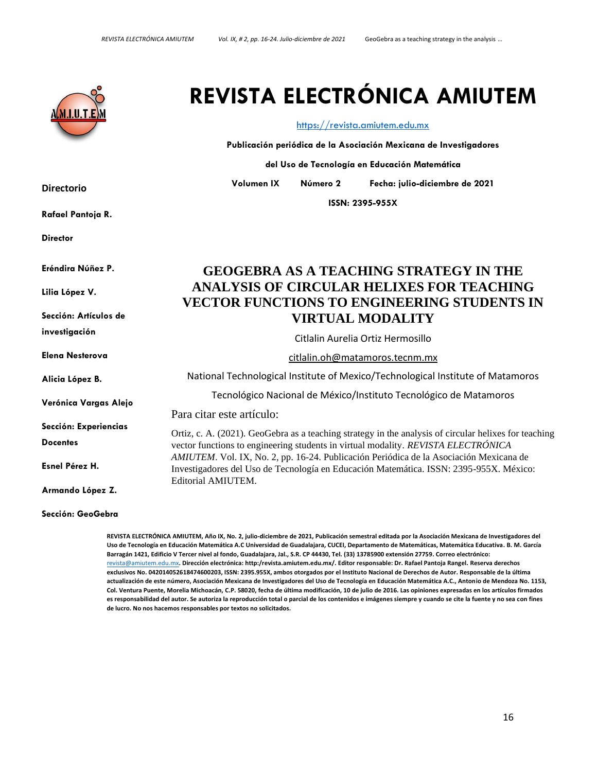# REVISTA ELECTRÓNICA AMIUTEM

https://revista.amiutem.edu.mx

**Publicación periódica de la Asociación Mexicana de Investigadores del Uso de Tecnología en Educación Matemática**

**Volumen IX Número 2 Fecha: julio-diciembre de 2021**

**ISSN: 2395-955X**

**Directorio**

**Rafael Pantoja R.**

**Director**

**Eréndira Núñez P.**

**Lilia López V.**

**Sección: Artículos de investigación**

**Elena Nesterova**

**Alicia López B.**

**Verónica Vargas Alejo**

**Sección: Experiencias Docentes**

**Esnel Pérez H.**

**Armando López Z.**

**Sección: GeoGebra**

## GEOGEBRA AS A TEACHING STRATEGY IN THE ANALYSIS OF CIRCULAR HELIXES FOR TEACHING VECTOR FUNCTIONS TO ENGINEERING STUDENTS IN VIRTUAL MODALITY

Citlalin Aurelia Ortiz Hermosillo

citlalin.oh@matamoros.tecnm.mx

National Technological Institute of Mexico/Technological Institute of Matamoros

Tecnológico Nacional de México/Instituto Tecnológico de Matamoros

Para citar este artículo:

Ortiz, c. A. (2021). GeoGebra as a teaching strategy in the analysis of circular helixes for teaching vector functions to engineering students in virtual modality. *REVISTA ELECTRÓNICA AMIUTEM*. Vol. IX, No. 2, pp. 16-24. Publicación Periódica de la Asociación Mexicana de Investigadores del Uso de Tecnología en Educación Matemática. ISSN: 2395-955X. México: Editorial AMIUTEM.

**REVISTA ELECTRÓNICA AMIUTEM, Año IX, No. 2, julio-diciembre de 2021, Publicación semestral editada por la Asociación Mexicana de Investigadores del Uso de Tecnología en Educación Matemática A.C Universidad de Guadalajara, CUCEI, Departamento de Matemáticas, Matemática Educativa. B. M. García Barragán 1421, Edificio V Tercer nivel al fondo, Guadalajara, Jal., S.R. CP 44430, Tel. (33) 13785900 extensión 27759. Correo electrónico: revista@amiutem.edu.mx. Dirección electrónica: http:/revista.amiutem.edu.mx/. Editor responsable: Dr. Rafael Pantoja Rangel. Reserva derechos exclusivos No. 042014052618474600203, ISSN: 2395.955X, ambos otorgados por el Instituto Nacional de Derechos de Autor. Responsable de la última actualización de este número, Asociación Mexicana de Investigadores del Uso de Tecnología en Educación Matemática A.C., Antonio de Mendoza No. 1153, Col. Ventura Puente, Morelia Michoacán, C.P. 58020, fecha de última modificación, 10 de julio de 2016. Las opiniones expresadas en los artículos firmados es responsabilidad del autor. Se autoriza la reproducción total o parcial de los contenidos e imágenes siempre y cuando se cite la fuente y no sea con fines de lucro. No nos hacemos responsables por textos no solicitados.**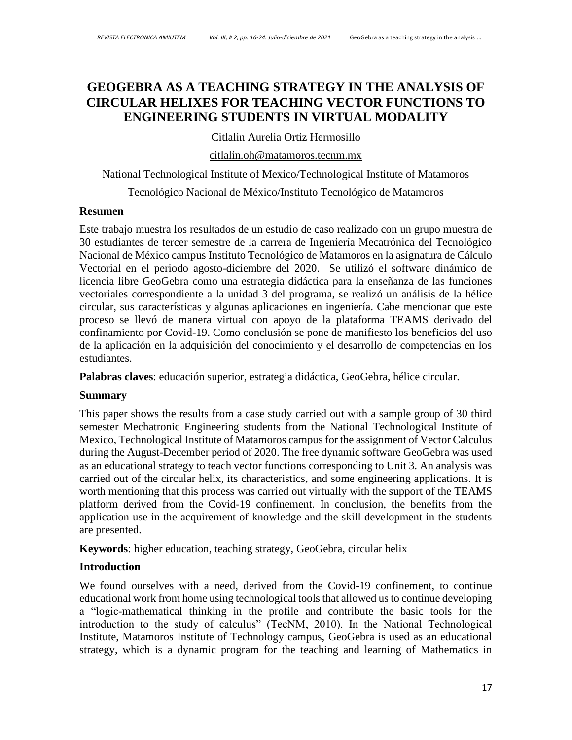# GEOGEBRA AS A TEACHING STRATEGY IN THE ANALYSIS OF CIRCULAR HELIXES FOR TEACHING VECTOR FUNCTIONS TO ENGINEERING STUDENTS IN VIRTUAL MODALITY

Citlalin Aurelia Ortiz Hermosillo

citlalin.oh@matamoros.tecnm.mx

National Technological Institute of Mexico/Technological Institute of Matamoros

Tecnológico Nacional de México/Instituto Tecnológico de Matamoros

## Resumen

Este trabajo muestra los resultados de un estudio de caso realizado con un grupo muestra de 30 estudiantes de tercer semestre de la carrera de Ingeniería Mecatrónica del Tecnológico Nacional de México campus Instituto Tecnológico de Matamoros en la asignatura de Cálculo Vectorial en el periodo agosto-diciembre del 2020. Se utilizó el software dinámico de licencia libre GeoGebra como una estrategia didáctica para la enseñanza de las funciones vectoriales correspondiente a la unidad 3 del programa, se realizó un análisis de la hélice circular, sus características y algunas aplicaciones en ingeniería. Cabe mencionar que este proceso se llevó de manera virtual con apoyo de la plataforma TEAMS derivado del confinamiento por Covid-19. Como conclusión se pone de manifiesto los beneficios del uso de la aplicación en la adquisición del conocimiento y el desarrollo de competencias en los estudiantes.

**Palabras claves**: educación superior, estrategia didáctica, GeoGebra, hélice circular.

## Summary

This paper shows the results from a case study carried out with a sample group of 30 third semester Mechatronic Engineering students from the National Technological Institute of Mexico, Technological Institute of Matamoros campus for the assignment of Vector Calculus during the August-December period of 2020. The free dynamic software GeoGebra was used as an educational strategy to teach vector functions corresponding to Unit 3. An analysis was carried out of the circular helix, its characteristics, and some engineering applications. It is worth mentioning that this process was carried out virtually with the support of the TEAMS platform derived from the Covid-19 confinement. In conclusion, the benefits from the application use in the acquirement of knowledge and the skill development in the students are presented.

**Keywords**: higher education, teaching strategy, GeoGebra, circular helix

## Introduction

We found ourselves with a need, derived from the Covid-19 confinement, to continue educational work from home using technological tools that allowed us to continue developing a "logic-mathematical thinking in the profile and contribute the basic tools for the introduction to the study of calculus" (TecNM, 2010). In the National Technological Institute, Matamoros Institute of Technology campus, GeoGebra is used as an educational strategy, which is a dynamic program for the teaching and learning of Mathematics in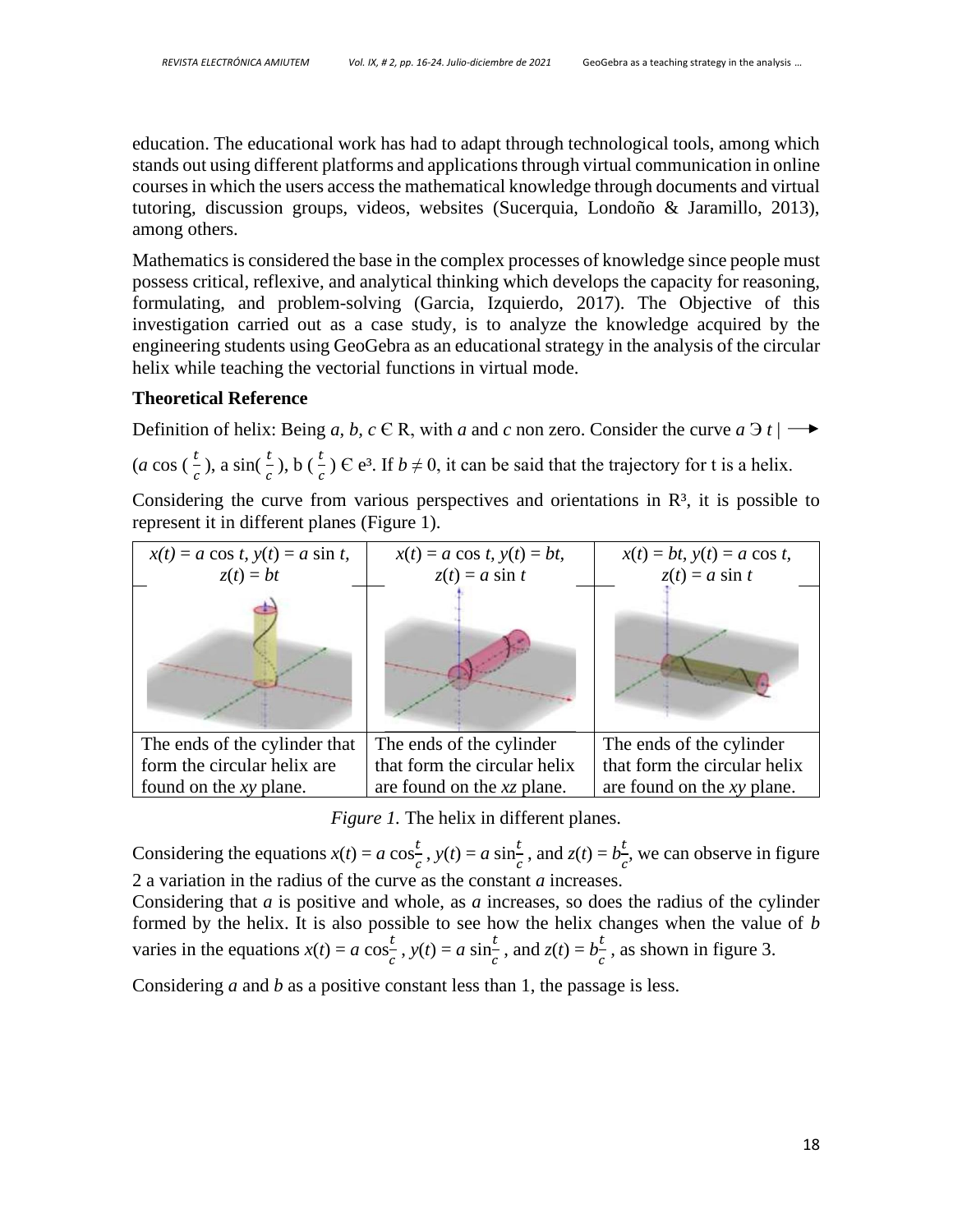education. The educational work has had to adapt through technological tools, among which stands out using different platforms and applications through virtual communication in online courses in which the users access the mathematical knowledge through documents and virtual tutoring, discussion groups, videos, websites (Sucerquia, Londoño & Jaramillo, 2013), among others.

Mathematics is considered the base in the complex processes of knowledge since people must possess critical, reflexive, and analytical thinking which develops the capacity for reasoning, formulating, and problem-solving (Garcia, Izquierdo, 2017). The Objective of this investigation carried out as a case study, is to analyze the knowledge acquired by the engineering students using GeoGebra as an educational strategy in the analysis of the circular helix while teaching the vectorial functions in virtual mode.

**Theoretical Reference**

Definition of helix: Being $a$, $b$, $c$ Є R, with $a$ and $c$ non zero. Consider the curve $a$ Э $t$ | ⟶ ($a$ cos ( $\frac{t}{c}$ ), a sin( $\frac{t}{c}$ ), b ( $\frac{t}{c}$ ) Є e³. If $b \neq 0$, it can be said that the trajectory for t is a helix.

Considering the curve from various perspectives and orientations in R³, it is possible to represent it in different planes (Figure 1).

| $x(t) = a \cos t$, $y(t) = a \sin t$, $z(t) = bt$ | $x(t) = a \cos t$, $y(t) = bt$, $z(t) = a \sin t$ | $x(t) = bt$, $y(t) = a \cos t$, $z(t) = a \sin t$ |
|---|---|---|
| | | |
| The ends of the cylinder that form the circular helix are found on the *xy* plane. | The ends of the cylinder that form the circular helix are found on the *xz* plane. | The ends of the cylinder that form the circular helix are found on the *xy* plane. |

*Figure 1.* The helix in different planes.

Considering the equations $x(t) = a \cos\frac{t}{c}$ , $y(t) = a \sin\frac{t}{c}$ , and $z(t) = b\frac{t}{c}$, we can observe in figure 2 a variation in the radius of the curve as the constant $a$ increases.

Considering that $a$ is positive and whole, as $a$ increases, so does the radius of the cylinder formed by the helix. It is also possible to see how the helix changes when the value of $b$ varies in the equations $x(t) = a \cos\frac{t}{c}$ , $y(t) = a \sin\frac{t}{c}$ , and $z(t) = b\frac{t}{c}$ , as shown in figure 3.

Considering $a$ and $b$ as a positive constant less than 1, the passage is less.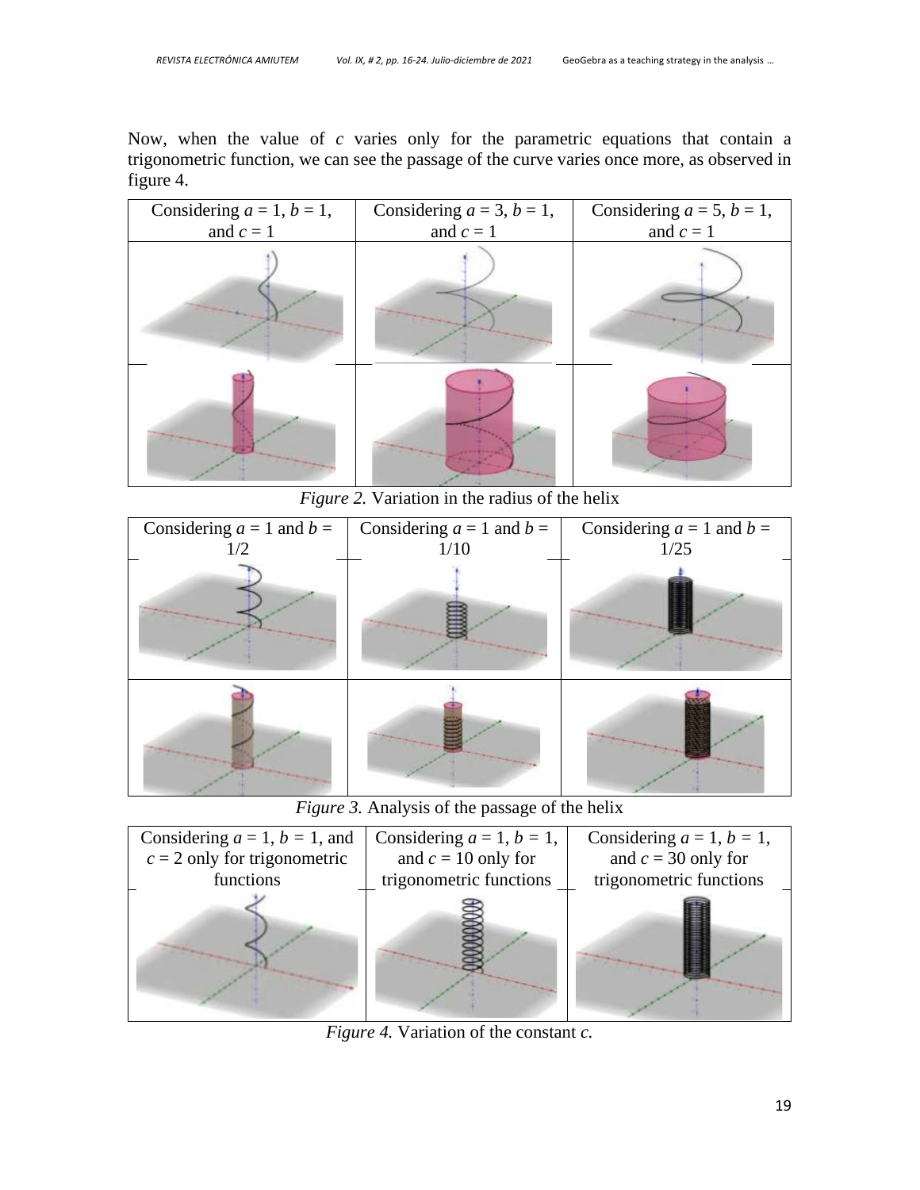Now, when the value of $c$ varies only for the parametric equations that contain a trigonometric function, we can see the passage of the curve varies once more, as observed in figure 4.

| Considering $a = 1$, $b = 1$, and $c = 1$ | Considering $a = 3$, $b = 1$, and $c = 1$ | Considering $a = 5$, $b = 1$, and $c = 1$ |
| --- | --- | --- |
| | | |
| | | |

*Figure 2.* Variation in the radius of the helix

| Considering $a = 1$ and $b = 1/2$ | Considering $a = 1$ and $b = 1/10$ | Considering $a = 1$ and $b = 1/25$ |
| --- | --- | --- |
| | | |
| | | |

*Figure 3.* Analysis of the passage of the helix

| Considering $a = 1$, $b = 1$, and $c = 2$ only for trigonometric functions | Considering $a = 1$, $b = 1$, and $c = 10$ only for trigonometric functions | Considering $a = 1$, $b = 1$, and $c = 30$ only for trigonometric functions |
| --- | --- | --- |
| | | |

*Figure 4.* Variation of the constant *c*.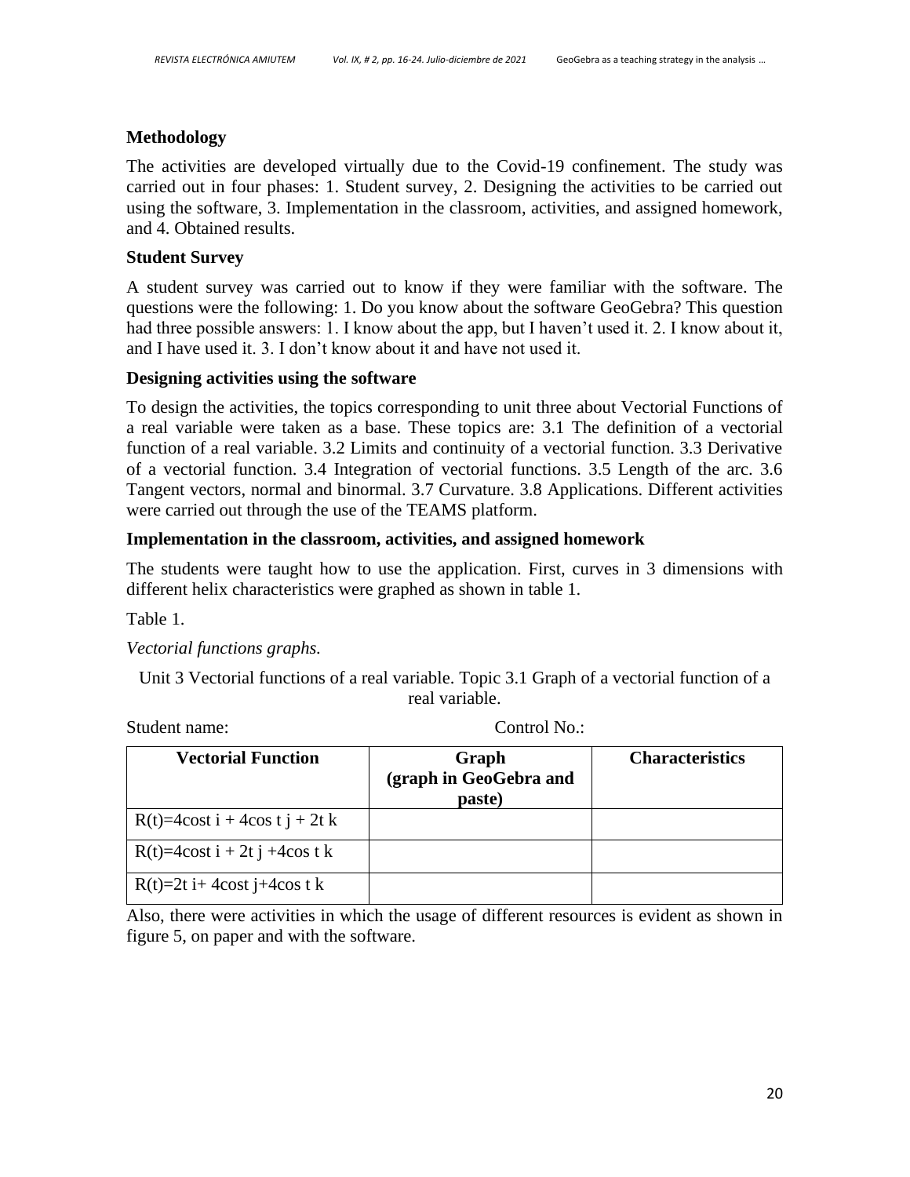## Methodology

The activities are developed virtually due to the Covid-19 confinement. The study was carried out in four phases: 1. Student survey, 2. Designing the activities to be carried out using the software, 3. Implementation in the classroom, activities, and assigned homework, and 4. Obtained results.

### Student Survey

A student survey was carried out to know if they were familiar with the software. The questions were the following: 1. Do you know about the software GeoGebra? This question had three possible answers: 1. I know about the app, but I haven't used it. 2. I know about it, and I have used it. 3. I don't know about it and have not used it.

### Designing activities using the software

To design the activities, the topics corresponding to unit three about Vectorial Functions of a real variable were taken as a base. These topics are: 3.1 The definition of a vectorial function of a real variable. 3.2 Limits and continuity of a vectorial function. 3.3 Derivative of a vectorial function. 3.4 Integration of vectorial functions. 3.5 Length of the arc. 3.6 Tangent vectors, normal and binormal. 3.7 Curvature. 3.8 Applications. Different activities were carried out through the use of the TEAMS platform.

### Implementation in the classroom, activities, and assigned homework

The students were taught how to use the application. First, curves in 3 dimensions with different helix characteristics were graphed as shown in table 1.

Table 1.

*Vectorial functions graphs.*

Unit 3 Vectorial functions of a real variable. Topic 3.1 Graph of a vectorial function of a real variable.

Student name: Control No.:

| **Vectorial Function** | **Graph (graph in GeoGebra and paste)** | **Characteristics** |
|---|---|---|
| $R(t)=4\cos t\, i + 4\cos t\, j + 2t\, k$ | | |
| $R(t)=4\cos t\, i + 2t\, j + 4\cos t\, k$ | | |
| $R(t)=2t\, i+ 4\cos t\, j+4\cos t\, k$ | | |

Also, there were activities in which the usage of different resources is evident as shown in figure 5, on paper and with the software.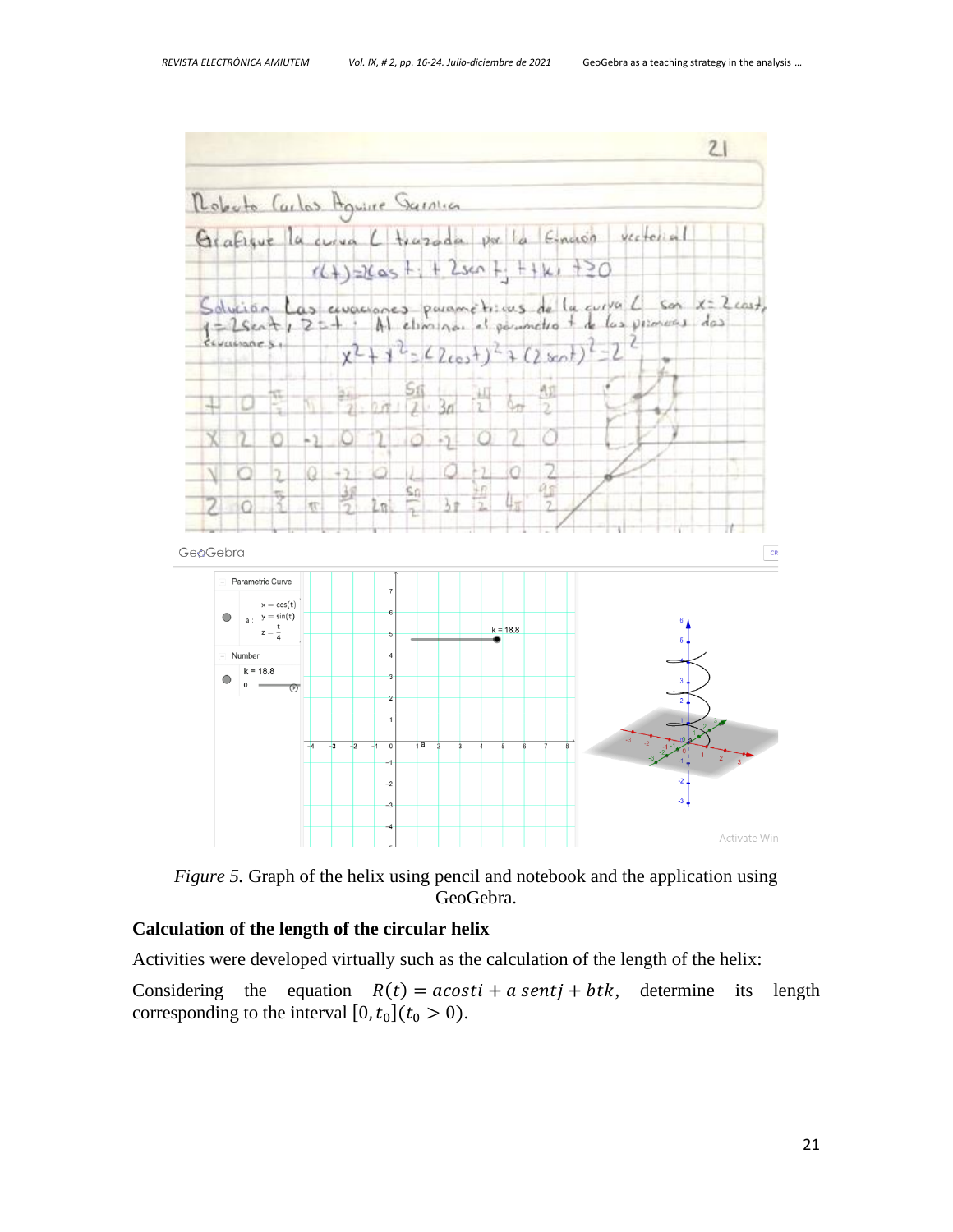*Figure 5.* Graph of the helix using pencil and notebook and the application using GeoGebra.

**Calculation of the length of the circular helix**

Activities were developed virtually such as the calculation of the length of the helix:

Considering the equation $R(t) = acosti + a\,sentj + btk$, determine its length corresponding to the interval $[0, t_0](t_0 > 0)$.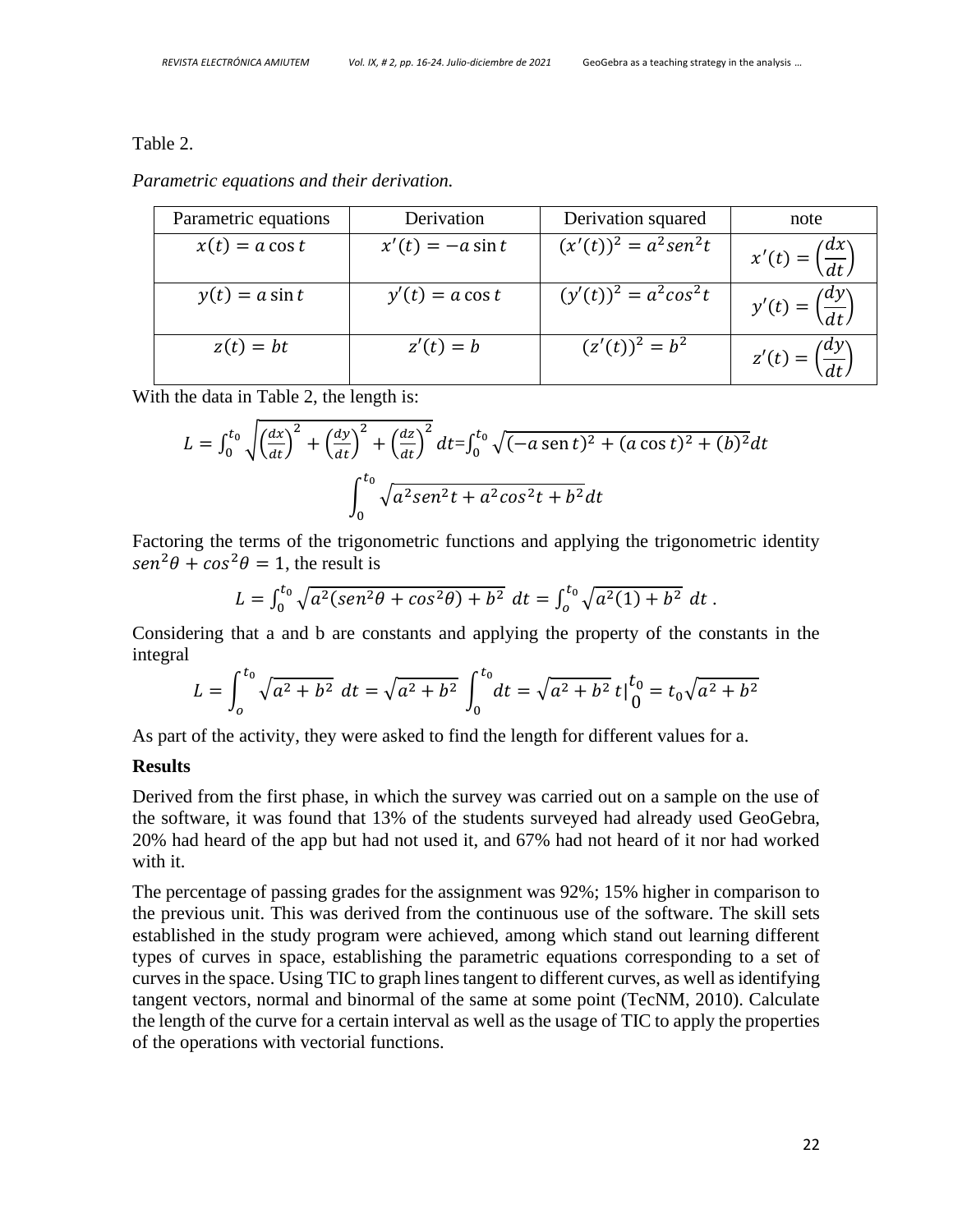Table 2.

*Parametric equations and their derivation.*

| Parametric equations | Derivation | Derivation squared | note |
|---|---|---|---|
| $x(t) = a\cos t$ | $x'(t) = -a\sin t$ | $(x'(t))^2 = a^2 sen^2 t$ | $x'(t) = \left(\frac{dx}{dt}\right)$ |
| $y(t) = a\sin t$ | $y'(t) = a\cos t$ | $(y'(t))^2 = a^2 cos^2 t$ | $y'(t) = \left(\frac{dy}{dt}\right)$ |
| $z(t) = bt$ | $z'(t) = b$ | $(z'(t))^2 = b^2$ | $z'(t) = \left(\frac{dy}{dt}\right)$ |

With the data in Table 2, the length is:

$$L = \int_0^{t_0} \sqrt{\left(\frac{dx}{dt}\right)^2 + \left(\frac{dy}{dt}\right)^2 + \left(\frac{dz}{dt}\right)^2}\, dt = \int_0^{t_0} \sqrt{(-a \operatorname{sen} t)^2 + (a\cos t)^2 + (b)^2}\, dt$$

$$\int_0^{t_0} \sqrt{a^2 sen^2 t + a^2 cos^2 t + b^2}\, dt$$

Factoring the terms of the trigonometric functions and applying the trigonometric identity $sen^2\theta + cos^2\theta = 1$, the result is

$$L = \int_0^{t_0} \sqrt{a^2(sen^2\theta + cos^2\theta) + b^2}\ dt = \int_o^{t_0} \sqrt{a^2(1) + b^2}\ dt\ .$$

Considering that a and b are constants and applying the property of the constants in the integral

$$L = \int_o^{t_0} \sqrt{a^2 + b^2}\ dt = \sqrt{a^2 + b^2} \int_0^{t_0} dt = \sqrt{a^2 + b^2}\, t|_0^{t_0} = t_0\sqrt{a^2 + b^2}$$

As part of the activity, they were asked to find the length for different values for a.

**Results**

Derived from the first phase, in which the survey was carried out on a sample on the use of the software, it was found that 13% of the students surveyed had already used GeoGebra, 20% had heard of the app but had not used it, and 67% had not heard of it nor had worked with it.

The percentage of passing grades for the assignment was 92%; 15% higher in comparison to the previous unit. This was derived from the continuous use of the software. The skill sets established in the study program were achieved, among which stand out learning different types of curves in space, establishing the parametric equations corresponding to a set of curves in the space. Using TIC to graph lines tangent to different curves, as well as identifying tangent vectors, normal and binormal of the same at some point (TecNM, 2010). Calculate the length of the curve for a certain interval as well as the usage of TIC to apply the properties of the operations with vectorial functions.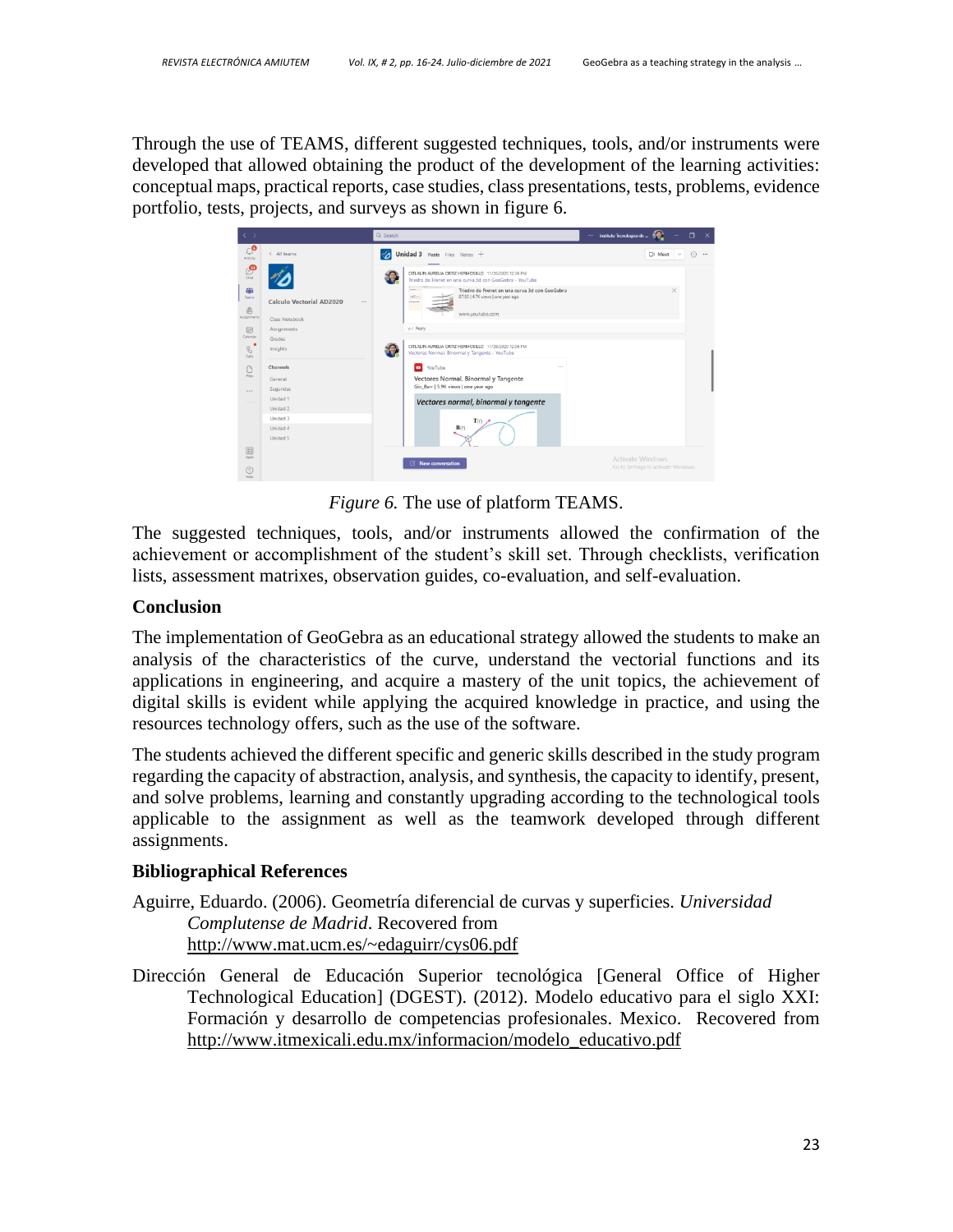Through the use of TEAMS, different suggested techniques, tools, and/or instruments were developed that allowed obtaining the product of the development of the learning activities: conceptual maps, practical reports, case studies, class presentations, tests, problems, evidence portfolio, tests, projects, and surveys as shown in figure 6.

*Figure 6.* The use of platform TEAMS.

The suggested techniques, tools, and/or instruments allowed the confirmation of the achievement or accomplishment of the student's skill set. Through checklists, verification lists, assessment matrixes, observation guides, co-evaluation, and self-evaluation.

## Conclusion

The implementation of GeoGebra as an educational strategy allowed the students to make an analysis of the characteristics of the curve, understand the vectorial functions and its applications in engineering, and acquire a mastery of the unit topics, the achievement of digital skills is evident while applying the acquired knowledge in practice, and using the resources technology offers, such as the use of the software.

The students achieved the different specific and generic skills described in the study program regarding the capacity of abstraction, analysis, and synthesis, the capacity to identify, present, and solve problems, learning and constantly upgrading according to the technological tools applicable to the assignment as well as the teamwork developed through different assignments.

## Bibliographical References

Aguirre, Eduardo. (2006). Geometría diferencial de curvas y superficies. *Universidad Complutense de Madrid*. Recovered from http://www.mat.ucm.es/~edaguirr/cys06.pdf

Dirección General de Educación Superior tecnológica [General Office of Higher Technological Education] (DGEST). (2012). Modelo educativo para el siglo XXI: Formación y desarrollo de competencias profesionales. Mexico. Recovered from http://www.itmexicali.edu.mx/informacion/modelo_educativo.pdf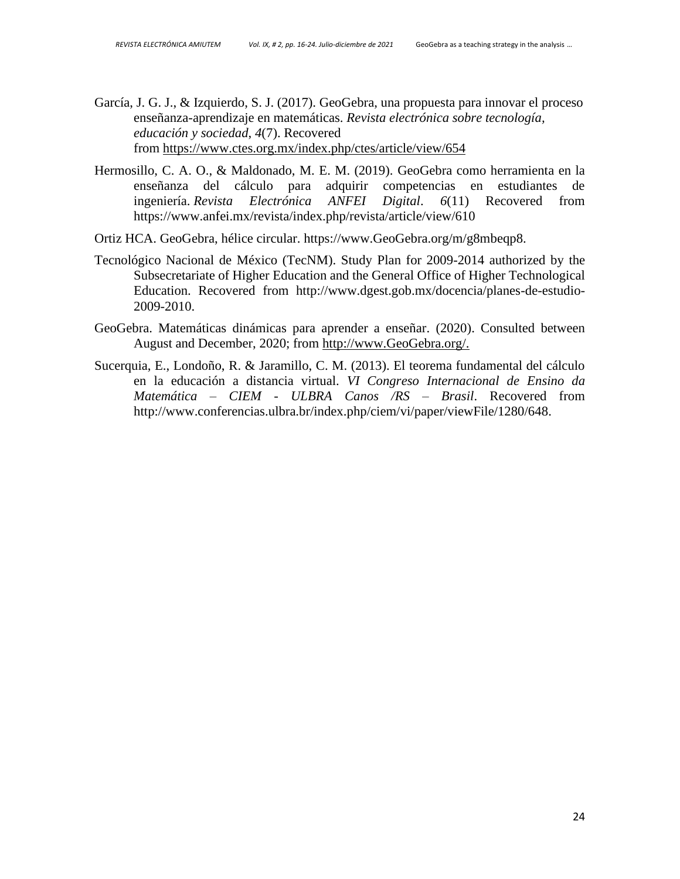García, J. G. J., & Izquierdo, S. J. (2017). GeoGebra, una propuesta para innovar el proceso enseñanza-aprendizaje en matemáticas. *Revista electrónica sobre tecnología, educación y sociedad*, *4*(7). Recovered from https://www.ctes.org.mx/index.php/ctes/article/view/654

Hermosillo, C. A. O., & Maldonado, M. E. M. (2019). GeoGebra como herramienta en la enseñanza del cálculo para adquirir competencias en estudiantes de ingeniería. *Revista Electrónica ANFEI Digital*. *6*(11) Recovered from https://www.anfei.mx/revista/index.php/revista/article/view/610

Ortiz HCA. GeoGebra, hélice circular. https://www.GeoGebra.org/m/g8mbeqp8.

Tecnológico Nacional de México (TecNM). Study Plan for 2009-2014 authorized by the Subsecretariate of Higher Education and the General Office of Higher Technological Education. Recovered from http://www.dgest.gob.mx/docencia/planes-de-estudio-2009-2010.

GeoGebra. Matemáticas dinámicas para aprender a enseñar. (2020). Consulted between August and December, 2020; from http://www.GeoGebra.org/.

Sucerquia, E., Londoño, R. & Jaramillo, C. M. (2013). El teorema fundamental del cálculo en la educación a distancia virtual. *VI Congreso Internacional de Ensino da Matemática – CIEM - ULBRA Canos /RS – Brasil*. Recovered from http://www.conferencias.ulbra.br/index.php/ciem/vi/paper/viewFile/1280/648.